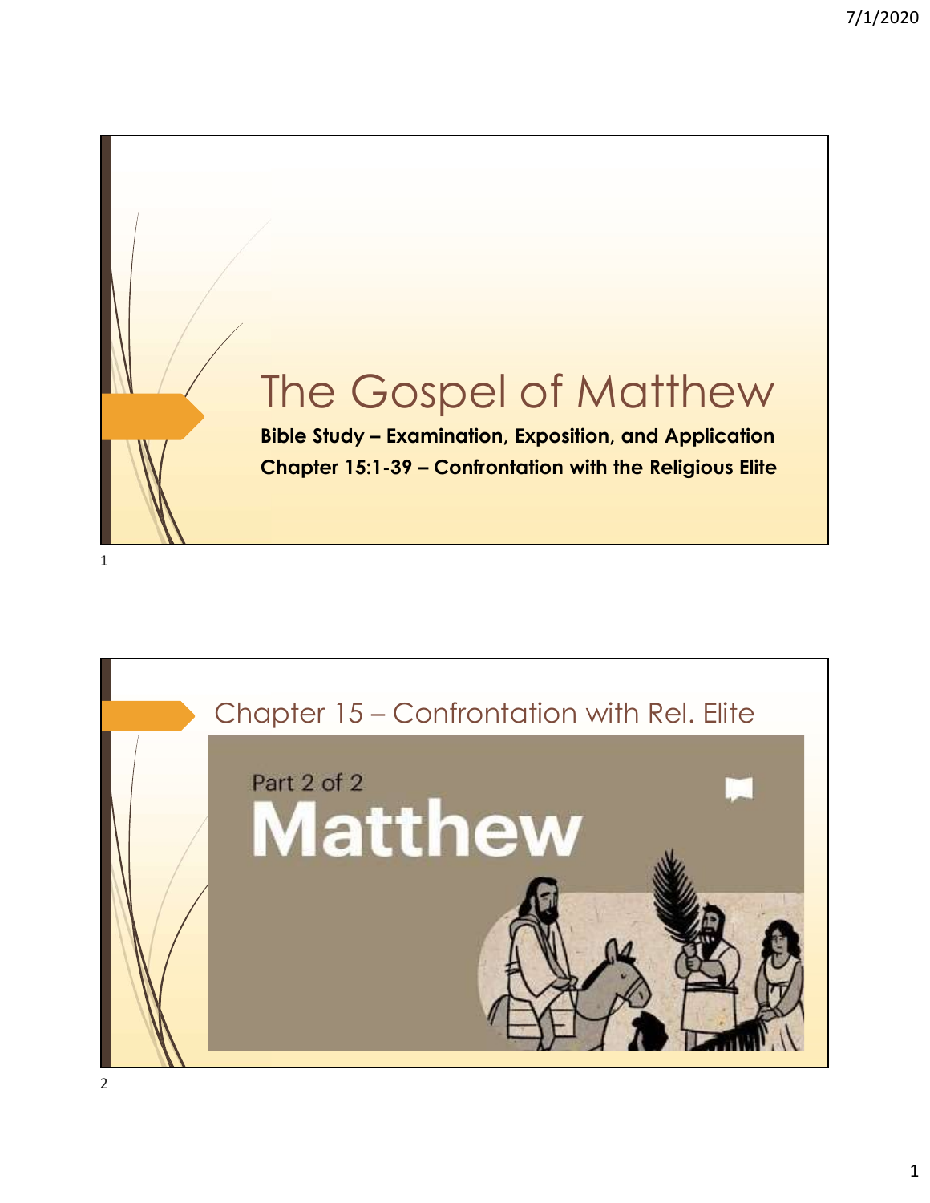# The Gospel of Matthew

**Bible Study – Examination, Exposition, and Application**

**Chapter 15:1-39 – Confrontation with the Religious Elite**

## Chapter 15 – Confrontation with Rel. Elite

Part 2 of 2

Matthew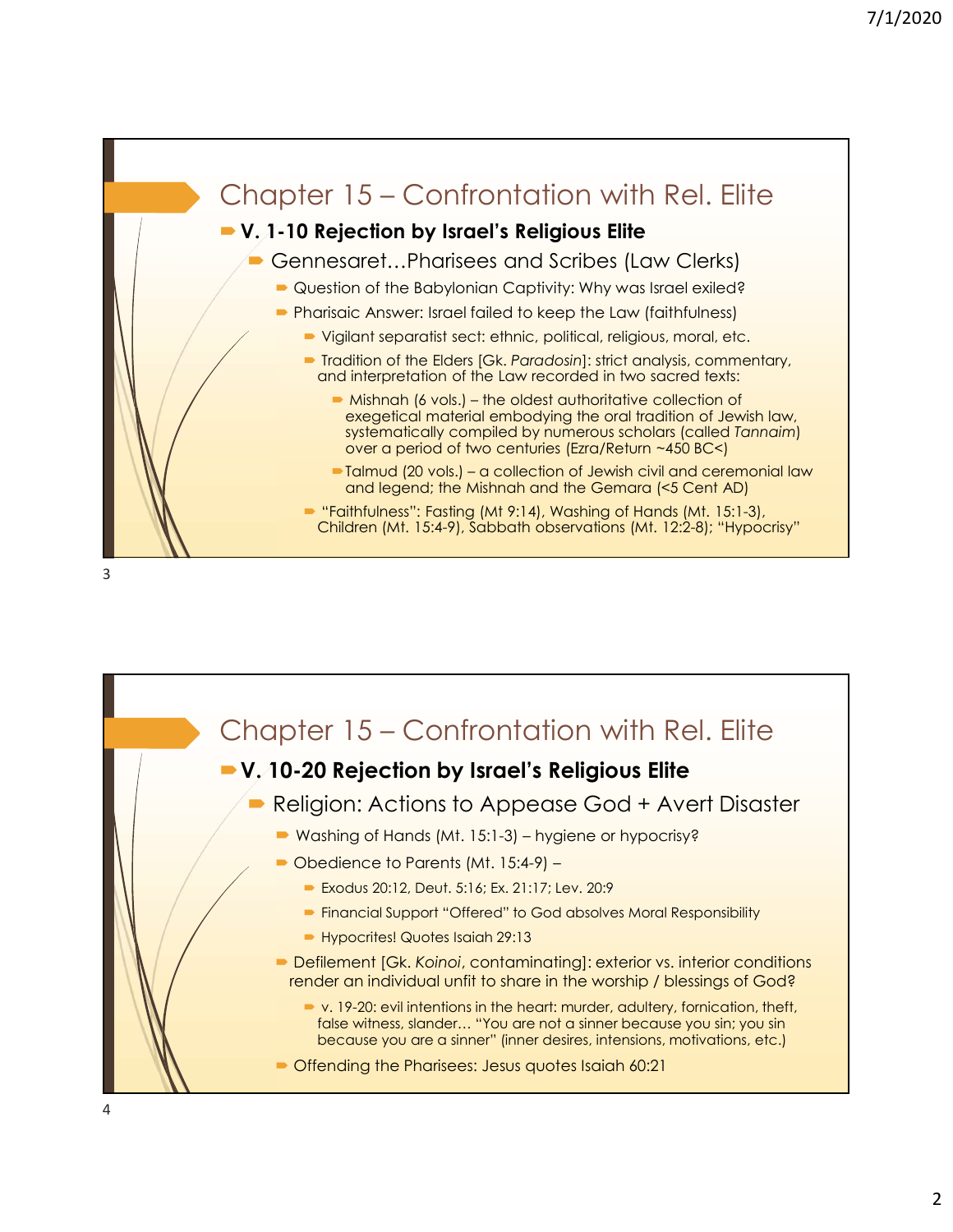## Chapter 15 – Confrontation with Rel. Elite

- **V. 1-10 Rejection by Israel's Religious Elite**
  - Gennesaret…Pharisees and Scribes (Law Clerks)
    - Question of the Babylonian Captivity: Why was Israel exiled?
    - Pharisaic Answer: Israel failed to keep the Law (faithfulness)
      - Vigilant separatist sect: ethnic, political, religious, moral, etc.
      - Tradition of the Elders [Gk. *Paradosin*]: strict analysis, commentary, and interpretation of the Law recorded in two sacred texts:
        - Mishnah (6 vols.) – the oldest authoritative collection of exegetical material embodying the oral tradition of Jewish law, systematically compiled by numerous scholars (called *Tannaim*) over a period of two centuries (Ezra/Return ~450 BC<)
        - Talmud (20 vols.) – a collection of Jewish civil and ceremonial law and legend; the Mishnah and the Gemara (<5 Cent AD)
      - "Faithfulness": Fasting (Mt 9:14), Washing of Hands (Mt. 15:1-3), Children (Mt. 15:4-9), Sabbath observations (Mt. 12:2-8); "Hypocrisy"

## Chapter 15 – Confrontation with Rel. Elite

- **V. 10-20 Rejection by Israel's Religious Elite**
  - Religion: Actions to Appease God + Avert Disaster
    - Washing of Hands (Mt. 15:1-3) – hygiene or hypocrisy?
    - Obedience to Parents (Mt. 15:4-9) –
      - Exodus 20:12, Deut. 5:16; Ex. 21:17; Lev. 20:9
      - Financial Support "Offered" to God absolves Moral Responsibility
      - Hypocrites! Quotes Isaiah 29:13
    - Defilement [Gk. *Koinoi*, contaminating]: exterior vs. interior conditions render an individual unfit to share in the worship / blessings of God?
      - v. 19-20: evil intentions in the heart: murder, adultery, fornication, theft, false witness, slander… "You are not a sinner because you sin; you sin because you are a sinner" (inner desires, intensions, motivations, etc.)
    - Offending the Pharisees: Jesus quotes Isaiah 60:21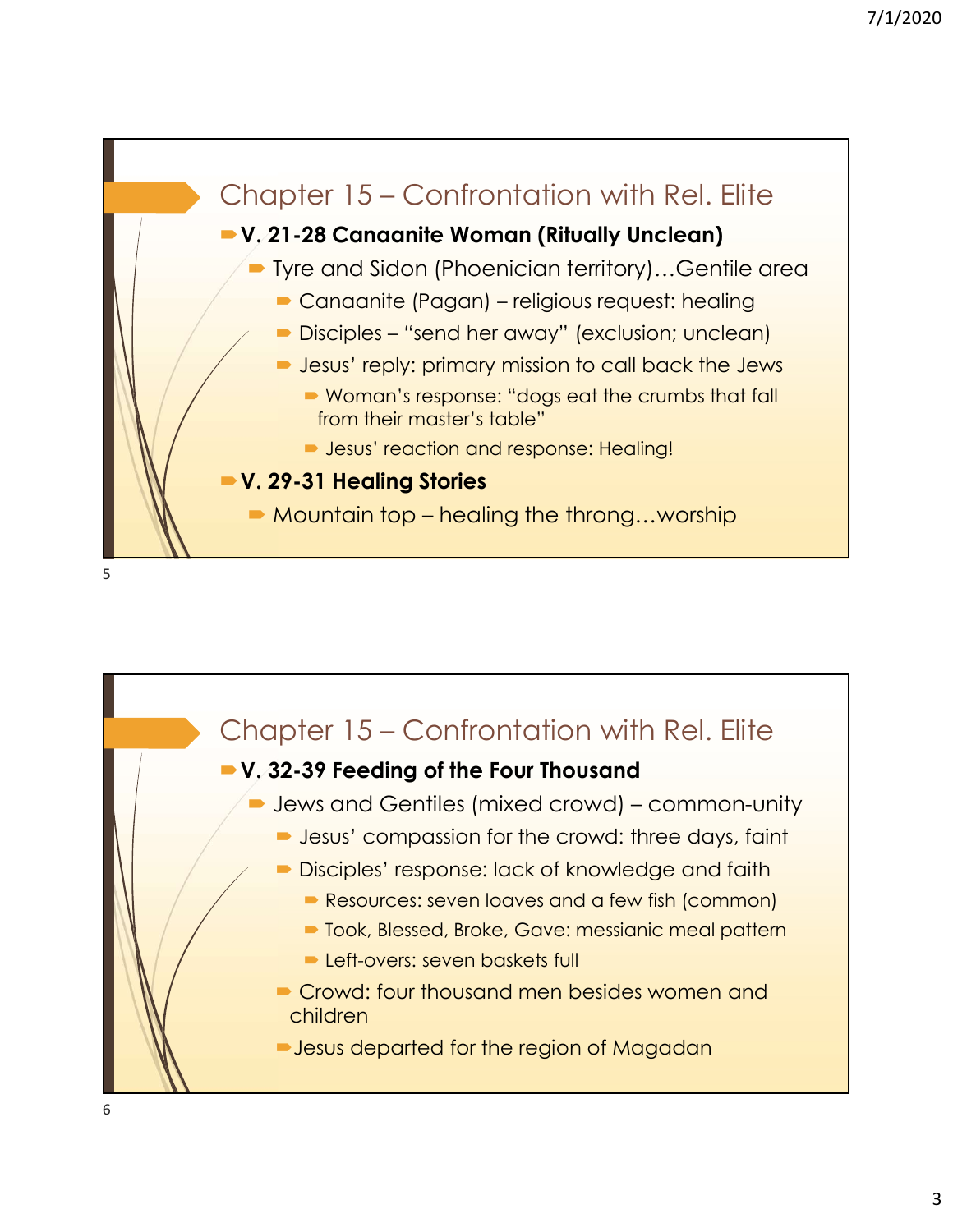## Chapter 15 – Confrontation with Rel. Elite

- **V. 21-28 Canaanite Woman (Ritually Unclean)**
  - Tyre and Sidon (Phoenician territory)…Gentile area
    - Canaanite (Pagan) – religious request: healing
    - Disciples – "send her away" (exclusion; unclean)
    - Jesus' reply: primary mission to call back the Jews
      - Woman's response: "dogs eat the crumbs that fall from their master's table"
      - Jesus' reaction and response: Healing!
- **V. 29-31 Healing Stories**
  - Mountain top – healing the throng…worship

## Chapter 15 – Confrontation with Rel. Elite

- **V. 32-39 Feeding of the Four Thousand**
  - Jews and Gentiles (mixed crowd) – common-unity
    - Jesus' compassion for the crowd: three days, faint
    - Disciples' response: lack of knowledge and faith
      - Resources: seven loaves and a few fish (common)
      - Took, Blessed, Broke, Gave: messianic meal pattern
      - Left-overs: seven baskets full
    - Crowd: four thousand men besides women and children
    - Jesus departed for the region of Magadan